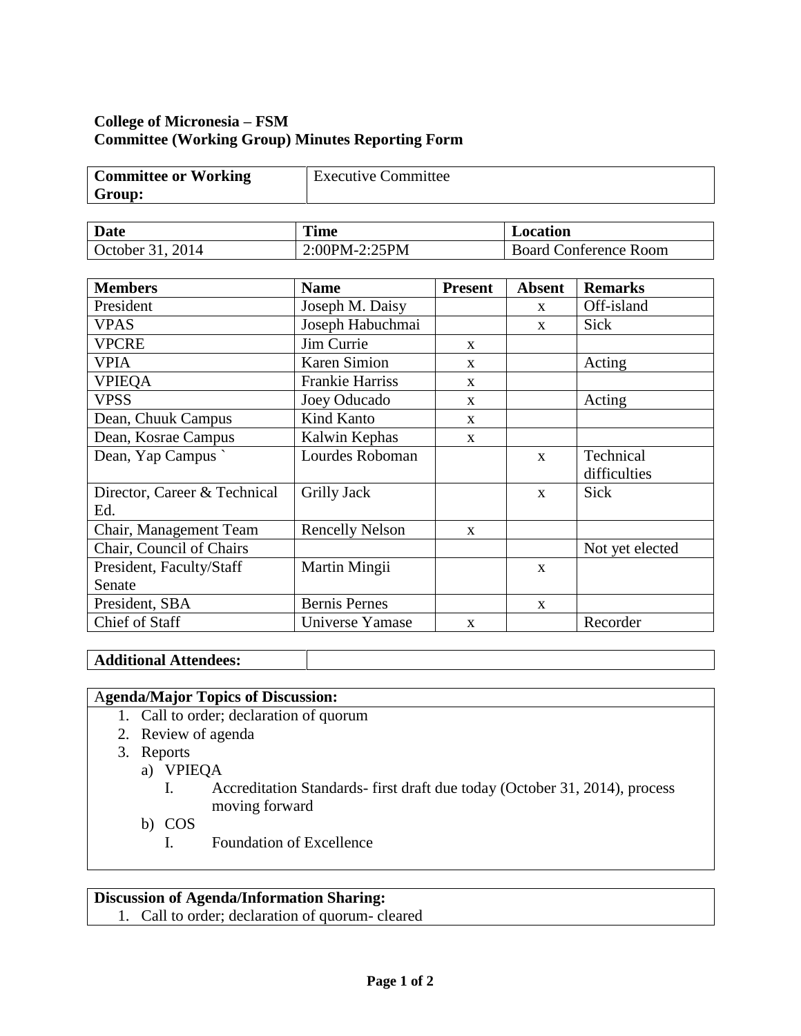**College of Micronesia – FSM**
**Committee (Working Group) Minutes Reporting Form**

| **Committee or Working Group:** | Executive Committee |
|---|---|

| **Date** | **Time** | **Location** |
|---|---|---|
| October 31, 2014 | 2:00PM-2:25PM | Board Conference Room |

| **Members** | **Name** | **Present** | **Absent** | **Remarks** |
|---|---|---|---|---|
| President | Joseph M. Daisy | | x | Off-island |
| VPAS | Joseph Habuchmai | | x | Sick |
| VPCRE | Jim Currie | x | | |
| VPIA | Karen Simion | x | | Acting |
| VPIEQA | Frankie Harriss | x | | |
| VPSS | Joey Oducado | x | | Acting |
| Dean, Chuuk Campus | Kind Kanto | x | | |
| Dean, Kosrae Campus | Kalwin Kephas | x | | |
| Dean, Yap Campus ` | Lourdes Roboman | | x | Technical difficulties |
| Director, Career & Technical Ed. | Grilly Jack | | x | Sick |
| Chair, Management Team | Rencelly Nelson | x | | |
| Chair, Council of Chairs | | | | Not yet elected |
| President, Faculty/Staff Senate | Martin Mingii | | x | |
| President, SBA | Bernis Pernes | | x | |
| Chief of Staff | Universe Yamase | x | | Recorder |

| **Additional Attendees:** | |
|---|---|

**Agenda/Major Topics of Discussion:**

1. Call to order; declaration of quorum
2. Review of agenda
3. Reports
   a) VPIEQA
      I. Accreditation Standards- first draft due today (October 31, 2014), process moving forward
   b) COS
      I. Foundation of Excellence

**Discussion of Agenda/Information Sharing:**

1. Call to order; declaration of quorum- cleared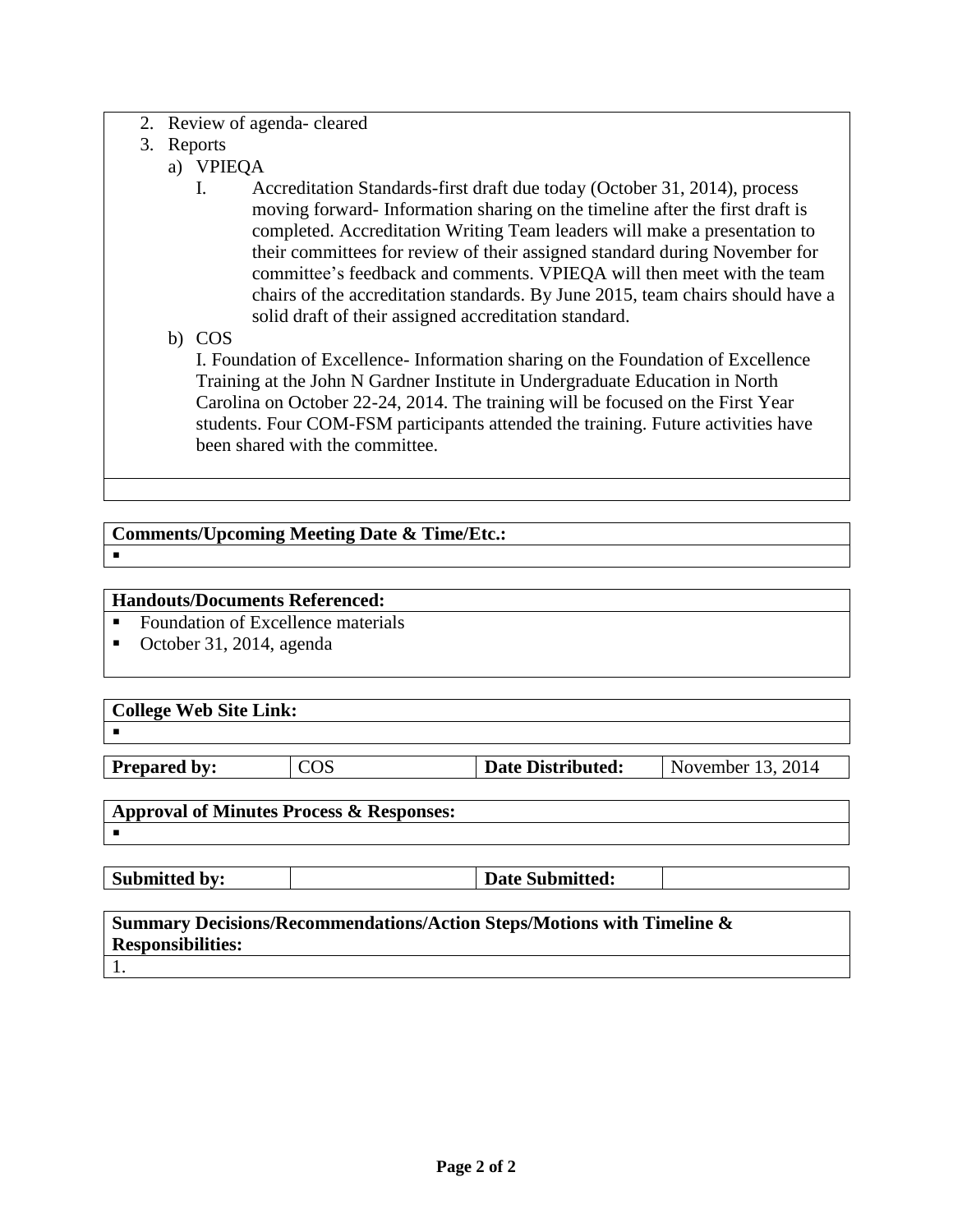2. Review of agenda- cleared
3. Reports
   a) VPIEQA
      I. Accreditation Standards-first draft due today (October 31, 2014), process moving forward- Information sharing on the timeline after the first draft is completed. Accreditation Writing Team leaders will make a presentation to their committees for review of their assigned standard during November for committee's feedback and comments. VPIEQA will then meet with the team chairs of the accreditation standards. By June 2015, team chairs should have a solid draft of their assigned accreditation standard.
   b) COS
      I. Foundation of Excellence- Information sharing on the Foundation of Excellence Training at the John N Gardner Institute in Undergraduate Education in North Carolina on October 22-24, 2014. The training will be focused on the First Year students. Four COM-FSM participants attended the training. Future activities have been shared with the committee.

**Comments/Upcoming Meeting Date & Time/Etc.:**

- 

**Handouts/Documents Referenced:**

- Foundation of Excellence materials
- October 31, 2014, agenda

**College Web Site Link:**

- 

| **Prepared by:** | COS | **Date Distributed:** | November 13, 2014 |
|---|---|---|---|

**Approval of Minutes Process & Responses:**

- 

| **Submitted by:** | | **Date Submitted:** | |
|---|---|---|---|

**Summary Decisions/Recommendations/Action Steps/Motions with Timeline & Responsibilities:**

1.